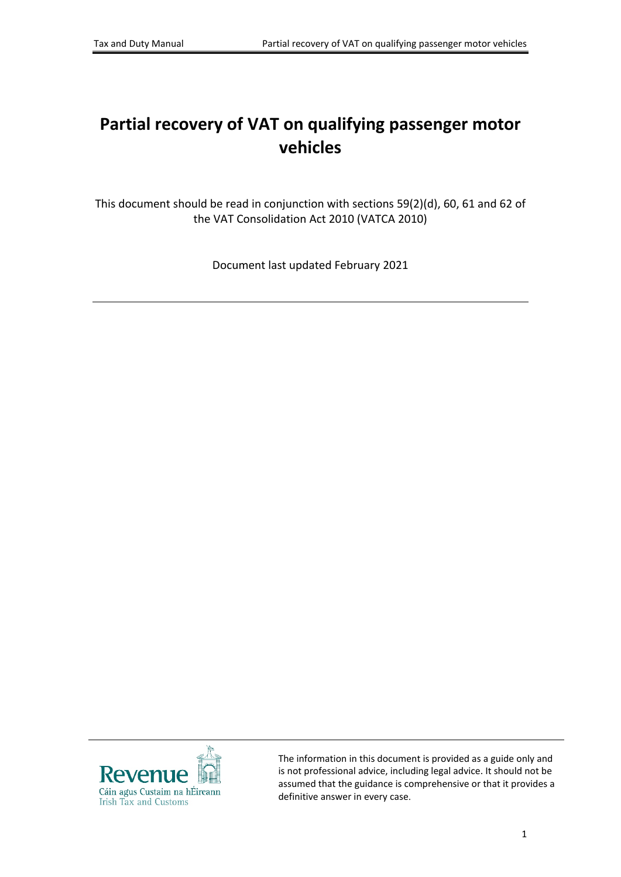# Partial recovery of VAT on qualifying passenger motor vehicles

This document should be read in conjunction with sections 59(2)(d), 60, 61 and 62 of the VAT Consolidation Act 2010 (VATCA 2010)

Document last updated February 2021

---

The information in this document is provided as a guide only and is not professional advice, including legal advice. It should not be assumed that the guidance is comprehensive or that it provides a definitive answer in every case.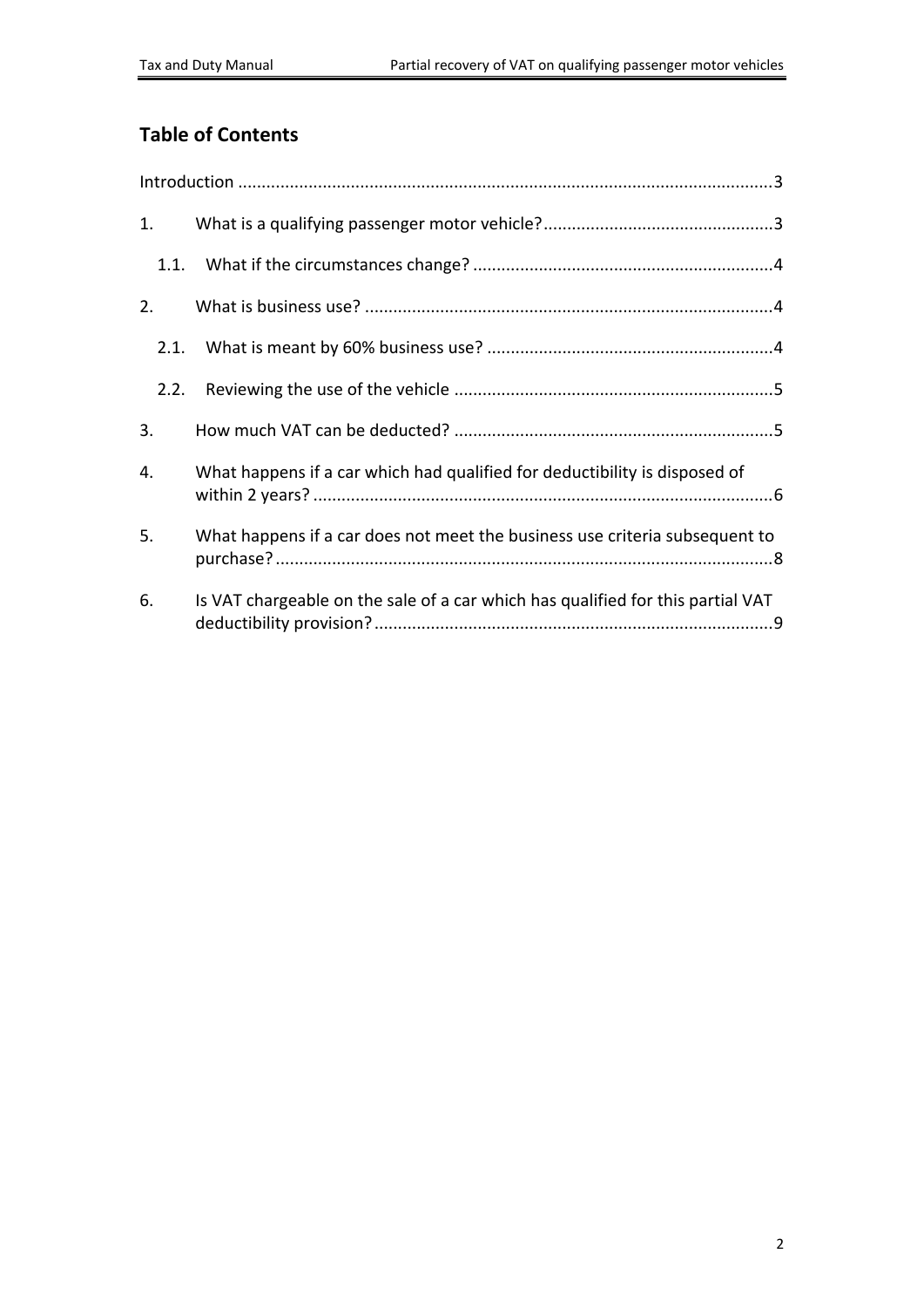## Table of Contents

Introduction ....................................................................................................3

1. What is a qualifying passenger motor vehicle?................................................3

   1.1. What if the circumstances change? ...............................................................4

2. What is business use? .....................................................................................4

   2.1. What is meant by 60% business use? ............................................................4

   2.2. Reviewing the use of the vehicle ...................................................................5

3. How much VAT can be deducted? ...................................................................5

4. What happens if a car which had qualified for deductibility is disposed of within 2 years? ................................................................................................6

5. What happens if a car does not meet the business use criteria subsequent to purchase? ........................................................................................................8

6. Is VAT chargeable on the sale of a car which has qualified for this partial VAT deductibility provision? ...................................................................................9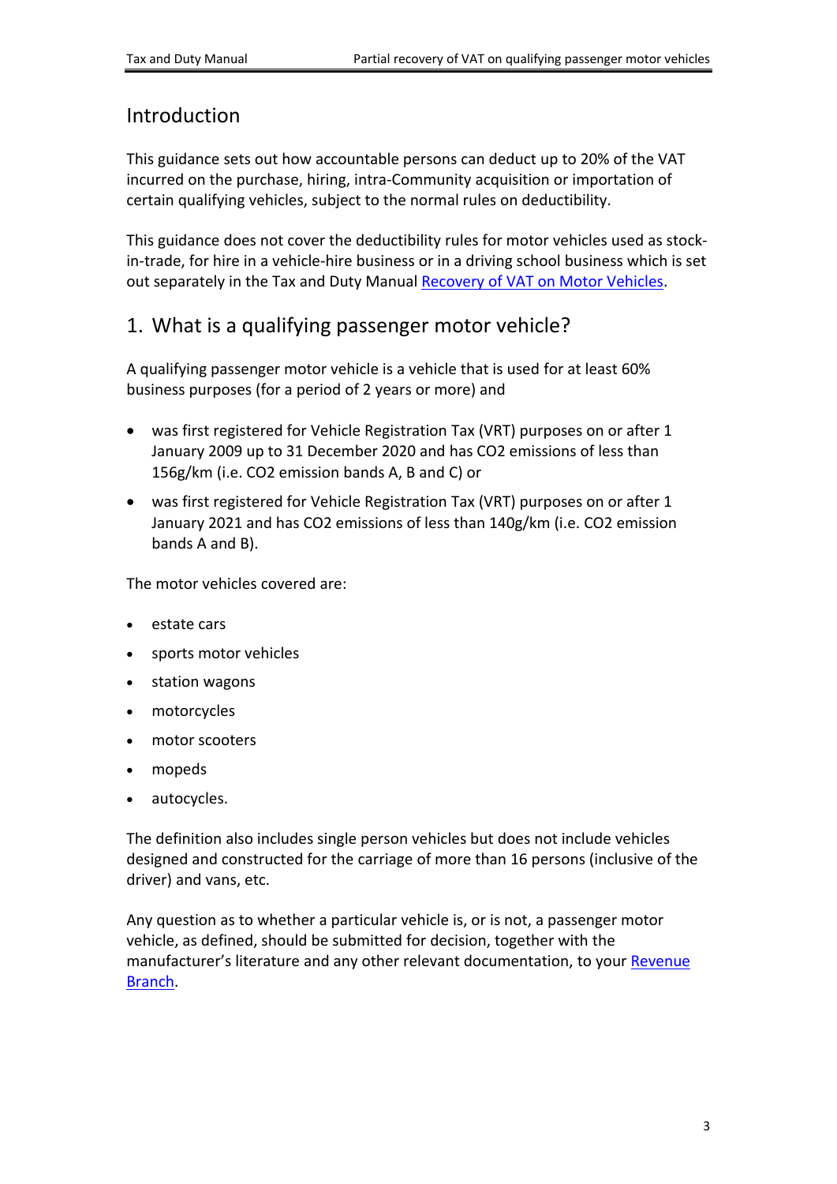## Introduction

This guidance sets out how accountable persons can deduct up to 20% of the VAT incurred on the purchase, hiring, intra-Community acquisition or importation of certain qualifying vehicles, subject to the normal rules on deductibility.

This guidance does not cover the deductibility rules for motor vehicles used as stock-in-trade, for hire in a vehicle-hire business or in a driving school business which is set out separately in the Tax and Duty Manual [Recovery of VAT on Motor Vehicles](Recovery of VAT on Motor Vehicles).

## 1. What is a qualifying passenger motor vehicle?

A qualifying passenger motor vehicle is a vehicle that is used for at least 60% business purposes (for a period of 2 years or more) and

- was first registered for Vehicle Registration Tax (VRT) purposes on or after 1 January 2009 up to 31 December 2020 and has $CO_2$ emissions of less than 156g/km (i.e. $CO_2$ emission bands A, B and C) or
- was first registered for Vehicle Registration Tax (VRT) purposes on or after 1 January 2021 and has $CO_2$ emissions of less than 140g/km (i.e. $CO_2$ emission bands A and B).

The motor vehicles covered are:

- estate cars
- sports motor vehicles
- station wagons
- motorcycles
- motor scooters
- mopeds
- autocycles.

The definition also includes single person vehicles but does not include vehicles designed and constructed for the carriage of more than 16 persons (inclusive of the driver) and vans, etc.

Any question as to whether a particular vehicle is, or is not, a passenger motor vehicle, as defined, should be submitted for decision, together with the manufacturer's literature and any other relevant documentation, to your Revenue Branch.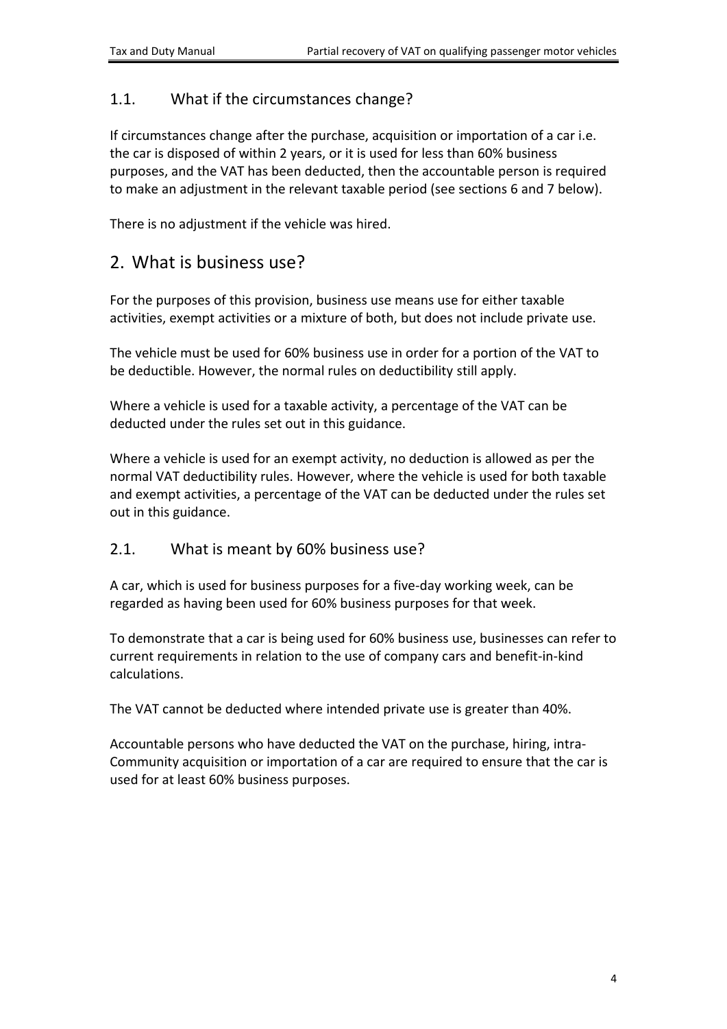### 1.1. What if the circumstances change?

If circumstances change after the purchase, acquisition or importation of a car i.e. the car is disposed of within 2 years, or it is used for less than 60% business purposes, and the VAT has been deducted, then the accountable person is required to make an adjustment in the relevant taxable period (see sections 6 and 7 below).

There is no adjustment if the vehicle was hired.

## 2. What is business use?

For the purposes of this provision, business use means use for either taxable activities, exempt activities or a mixture of both, but does not include private use.

The vehicle must be used for 60% business use in order for a portion of the VAT to be deductible. However, the normal rules on deductibility still apply.

Where a vehicle is used for a taxable activity, a percentage of the VAT can be deducted under the rules set out in this guidance.

Where a vehicle is used for an exempt activity, no deduction is allowed as per the normal VAT deductibility rules. However, where the vehicle is used for both taxable and exempt activities, a percentage of the VAT can be deducted under the rules set out in this guidance.

### 2.1. What is meant by 60% business use?

A car, which is used for business purposes for a five-day working week, can be regarded as having been used for 60% business purposes for that week.

To demonstrate that a car is being used for 60% business use, businesses can refer to current requirements in relation to the use of company cars and benefit-in-kind calculations.

The VAT cannot be deducted where intended private use is greater than 40%.

Accountable persons who have deducted the VAT on the purchase, hiring, intra-Community acquisition or importation of a car are required to ensure that the car is used for at least 60% business purposes.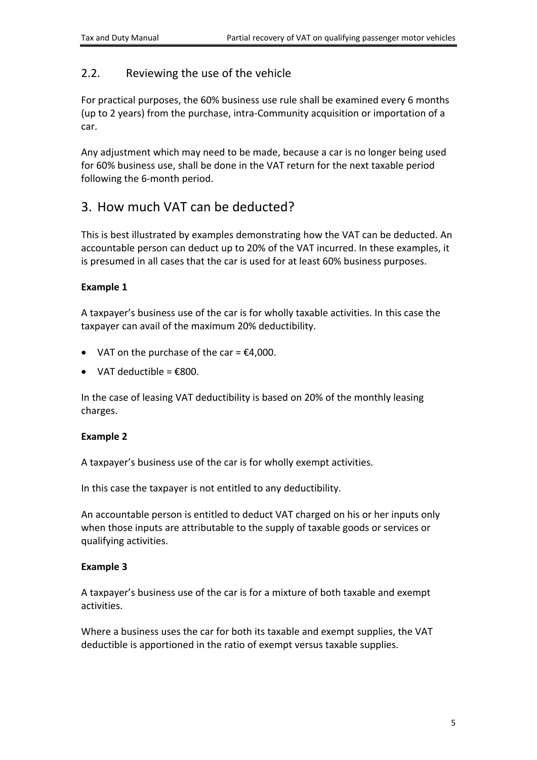## 2.2. Reviewing the use of the vehicle

For practical purposes, the 60% business use rule shall be examined every 6 months (up to 2 years) from the purchase, intra-Community acquisition or importation of a car.

Any adjustment which may need to be made, because a car is no longer being used for 60% business use, shall be done in the VAT return for the next taxable period following the 6-month period.

# 3. How much VAT can be deducted?

This is best illustrated by examples demonstrating how the VAT can be deducted. An accountable person can deduct up to 20% of the VAT incurred. In these examples, it is presumed in all cases that the car is used for at least 60% business purposes.

**Example 1**

A taxpayer's business use of the car is for wholly taxable activities. In this case the taxpayer can avail of the maximum 20% deductibility.

- VAT on the purchase of the car = €4,000.
- VAT deductible = €800.

In the case of leasing VAT deductibility is based on 20% of the monthly leasing charges.

**Example 2**

A taxpayer's business use of the car is for wholly exempt activities.

In this case the taxpayer is not entitled to any deductibility.

An accountable person is entitled to deduct VAT charged on his or her inputs only when those inputs are attributable to the supply of taxable goods or services or qualifying activities.

**Example 3**

A taxpayer's business use of the car is for a mixture of both taxable and exempt activities.

Where a business uses the car for both its taxable and exempt supplies, the VAT deductible is apportioned in the ratio of exempt versus taxable supplies.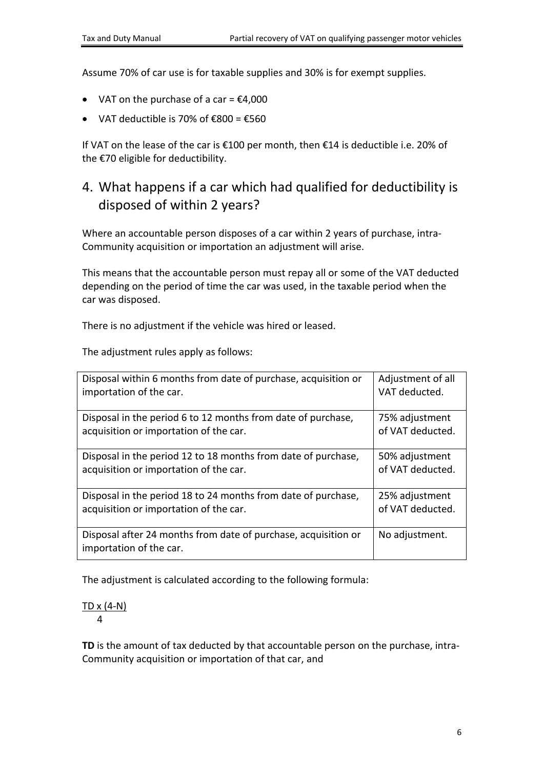Assume 70% of car use is for taxable supplies and 30% is for exempt supplies.

- VAT on the purchase of a car = €4,000
- VAT deductible is 70% of €800 = €560

If VAT on the lease of the car is €100 per month, then €14 is deductible i.e. 20% of the €70 eligible for deductibility.

## 4. What happens if a car which had qualified for deductibility is disposed of within 2 years?

Where an accountable person disposes of a car within 2 years of purchase, intra-Community acquisition or importation an adjustment will arise.

This means that the accountable person must repay all or some of the VAT deducted depending on the period of time the car was used, in the taxable period when the car was disposed.

There is no adjustment if the vehicle was hired or leased.

The adjustment rules apply as follows:

| Disposal | Adjustment |
|---|---|
| Disposal within 6 months from date of purchase, acquisition or importation of the car. | Adjustment of all VAT deducted. |
| Disposal in the period 6 to 12 months from date of purchase, acquisition or importation of the car. | 75% adjustment of VAT deducted. |
| Disposal in the period 12 to 18 months from date of purchase, acquisition or importation of the car. | 50% adjustment of VAT deducted. |
| Disposal in the period 18 to 24 months from date of purchase, acquisition or importation of the car. | 25% adjustment of VAT deducted. |
| Disposal after 24 months from date of purchase, acquisition or importation of the car. | No adjustment. |

The adjustment is calculated according to the following formula:

$$\frac{TD \times (4-N)}{4}$$

**TD** is the amount of tax deducted by that accountable person on the purchase, intra-Community acquisition or importation of that car, and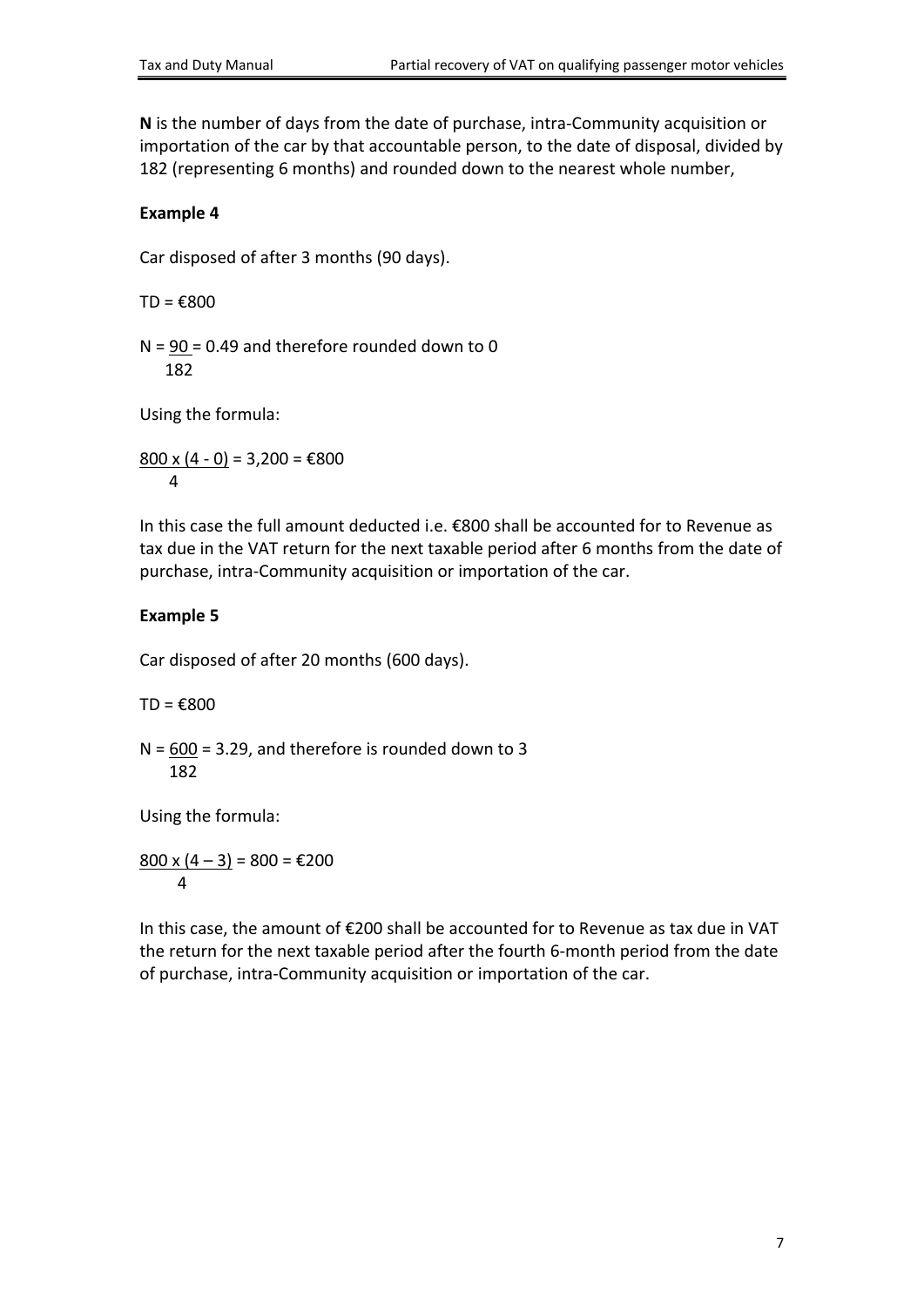**N** is the number of days from the date of purchase, intra-Community acquisition or importation of the car by that accountable person, to the date of disposal, divided by 182 (representing 6 months) and rounded down to the nearest whole number,

**Example 4**

Car disposed of after 3 months (90 days).

TD = €800

$N = \frac{90}{182} = 0.49$ and therefore rounded down to 0

Using the formula:

$\frac{800 \times (4 - 0)}{4} = 3{,}200 = €800$

In this case the full amount deducted i.e. €800 shall be accounted for to Revenue as tax due in the VAT return for the next taxable period after 6 months from the date of purchase, intra-Community acquisition or importation of the car.

**Example 5**

Car disposed of after 20 months (600 days).

TD = €800

$N = \frac{600}{182} = 3.29$, and therefore is rounded down to 3

Using the formula:

$\frac{800 \times (4 - 3)}{4} = 800 = €200$

In this case, the amount of €200 shall be accounted for to Revenue as tax due in VAT the return for the next taxable period after the fourth 6-month period from the date of purchase, intra-Community acquisition or importation of the car.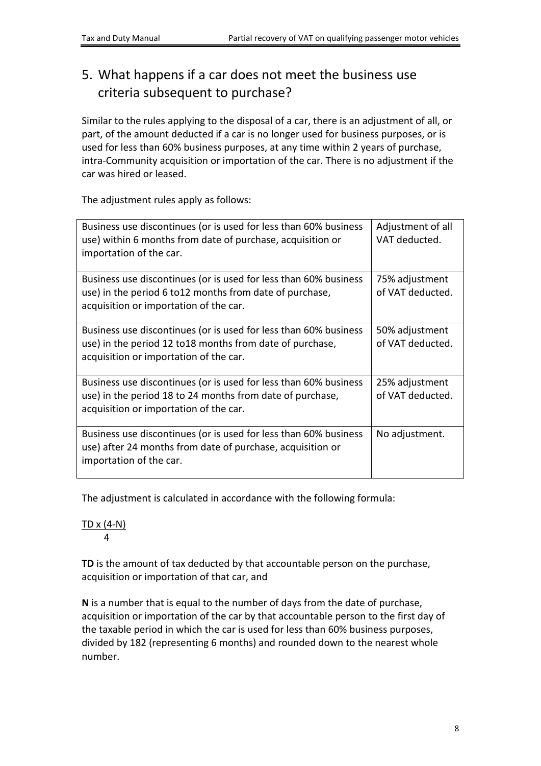## 5. What happens if a car does not meet the business use criteria subsequent to purchase?

Similar to the rules applying to the disposal of a car, there is an adjustment of all, or part, of the amount deducted if a car is no longer used for business purposes, or is used for less than 60% business purposes, at any time within 2 years of purchase, intra-Community acquisition or importation of the car. There is no adjustment if the car was hired or leased.

The adjustment rules apply as follows:

| | |
|---|---|
| Business use discontinues (or is used for less than 60% business use) within 6 months from date of purchase, acquisition or importation of the car. | Adjustment of all VAT deducted. |
| Business use discontinues (or is used for less than 60% business use) in the period 6 to12 months from date of purchase, acquisition or importation of the car. | 75% adjustment of VAT deducted. |
| Business use discontinues (or is used for less than 60% business use) in the period 12 to18 months from date of purchase, acquisition or importation of the car. | 50% adjustment of VAT deducted. |
| Business use discontinues (or is used for less than 60% business use) in the period 18 to 24 months from date of purchase, acquisition or importation of the car. | 25% adjustment of VAT deducted. |
| Business use discontinues (or is used for less than 60% business use) after 24 months from date of purchase, acquisition or importation of the car. | No adjustment. |

The adjustment is calculated in accordance with the following formula:

$$\frac{TD \times (4-N)}{4}$$

**TD** is the amount of tax deducted by that accountable person on the purchase, acquisition or importation of that car, and

**N** is a number that is equal to the number of days from the date of purchase, acquisition or importation of the car by that accountable person to the first day of the taxable period in which the car is used for less than 60% business purposes, divided by 182 (representing 6 months) and rounded down to the nearest whole number.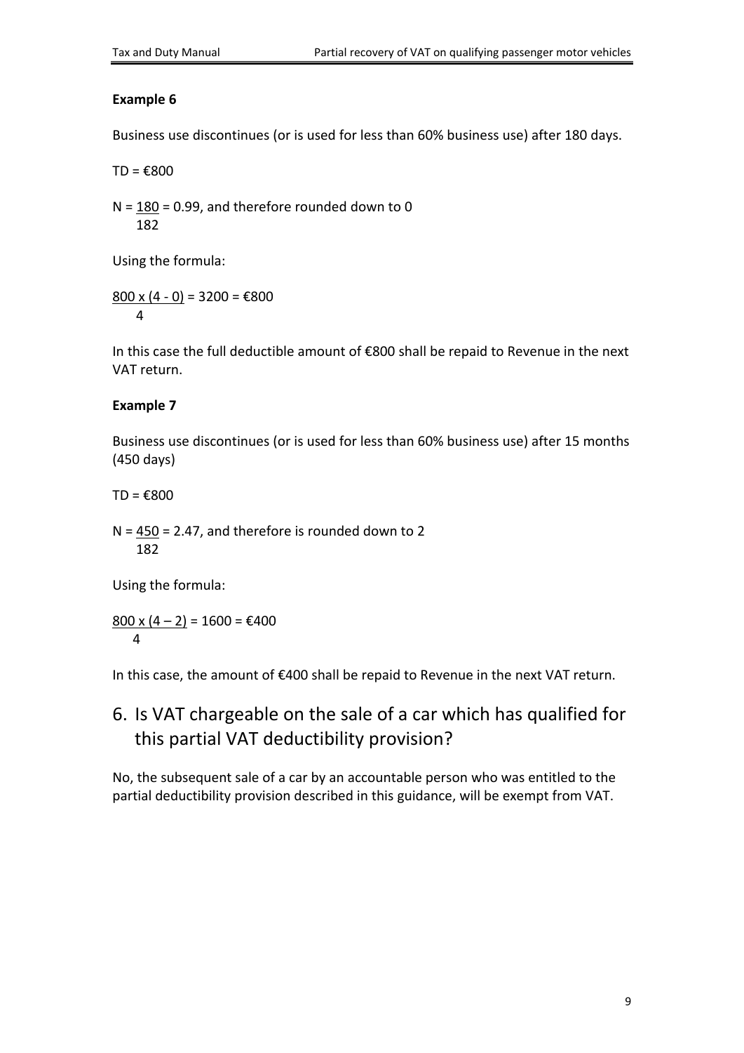**Example 6**

Business use discontinues (or is used for less than 60% business use) after 180 days.

TD = €800

$N = \frac{180}{182} = 0.99$, and therefore rounded down to 0

Using the formula:

$\frac{800 \times (4 - 0)}{4} = 3200 = €800$

In this case the full deductible amount of €800 shall be repaid to Revenue in the next VAT return.

**Example 7**

Business use discontinues (or is used for less than 60% business use) after 15 months (450 days)

TD = €800

$N = \frac{450}{182} = 2.47$, and therefore is rounded down to 2

Using the formula:

$\frac{800 \times (4 – 2)}{4} = 1600 = €400$

In this case, the amount of €400 shall be repaid to Revenue in the next VAT return.

## 6. Is VAT chargeable on the sale of a car which has qualified for this partial VAT deductibility provision?

No, the subsequent sale of a car by an accountable person who was entitled to the partial deductibility provision described in this guidance, will be exempt from VAT.